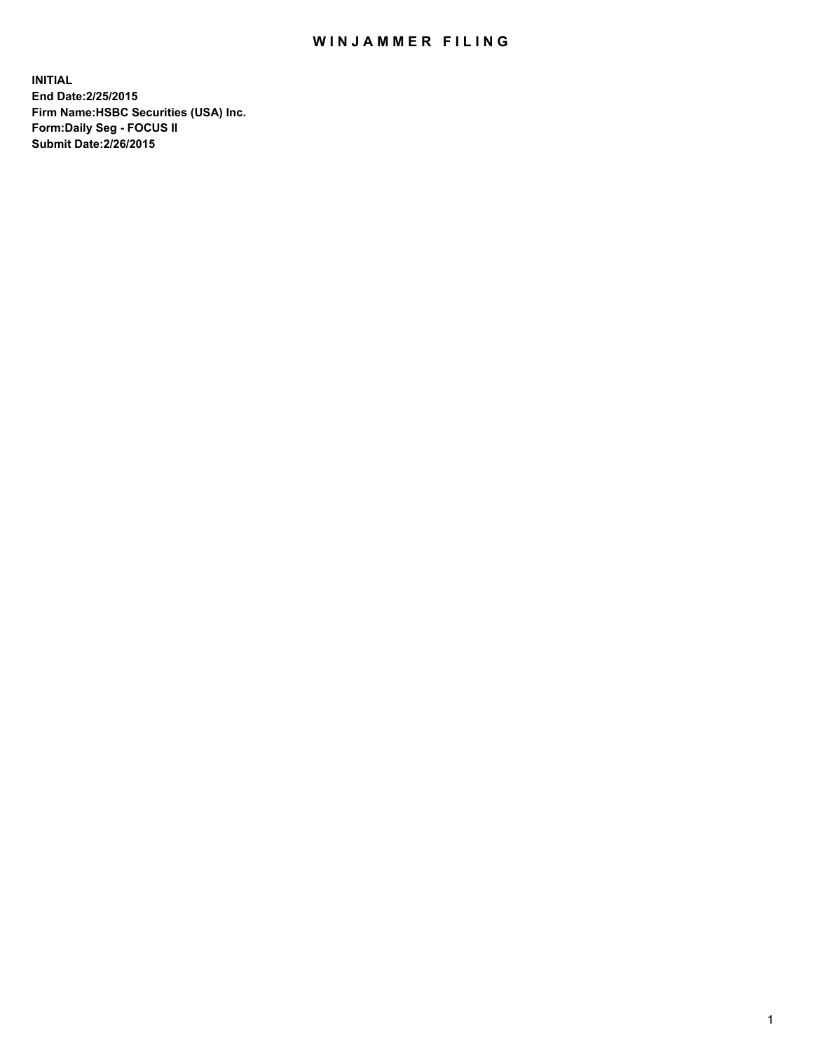# WINJAMMER FILING

**INITIAL**
**End Date:2/25/2015**
**Firm Name:HSBC Securities (USA) Inc.**
**Form:Daily Seg - FOCUS II**
**Submit Date:2/26/2015**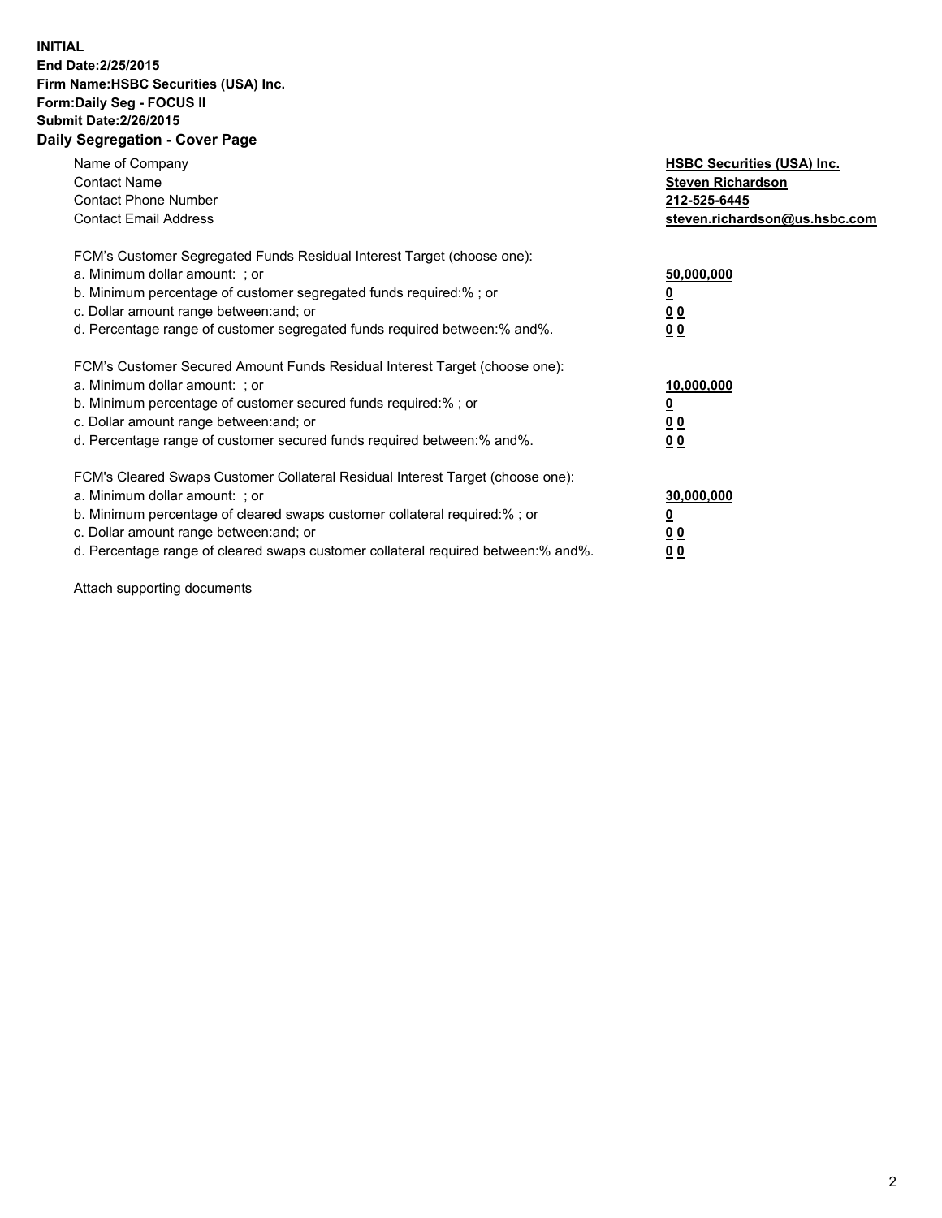**INITIAL**
**End Date:2/25/2015**
**Firm Name:HSBC Securities (USA) Inc.**
**Form:Daily Seg - FOCUS II**
**Submit Date:2/26/2015**

## Daily Segregation - Cover Page

| | |
|---|---|
| Name of Company | **HSBC Securities (USA) Inc.** |
| Contact Name | **Steven Richardson** |
| Contact Phone Number | **212-525-6445** |
| Contact Email Address | **steven.richardson@us.hsbc.com** |

FCM's Customer Segregated Funds Residual Interest Target (choose one):

| | |
|---|---|
| a. Minimum dollar amount: ; or | **50,000,000** |
| b. Minimum percentage of customer segregated funds required:% ; or | **0** |
| c. Dollar amount range between:and; or | **0 0** |
| d. Percentage range of customer segregated funds required between:% and%. | **0 0** |

FCM's Customer Secured Amount Funds Residual Interest Target (choose one):

| | |
|---|---|
| a. Minimum dollar amount: ; or | **10,000,000** |
| b. Minimum percentage of customer secured funds required:% ; or | **0** |
| c. Dollar amount range between:and; or | **0 0** |
| d. Percentage range of customer secured funds required between:% and%. | **0 0** |

FCM's Cleared Swaps Customer Collateral Residual Interest Target (choose one):

| | |
|---|---|
| a. Minimum dollar amount: ; or | **30,000,000** |
| b. Minimum percentage of cleared swaps customer collateral required:% ; or | **0** |
| c. Dollar amount range between:and; or | **0 0** |
| d. Percentage range of cleared swaps customer collateral required between:% and%. | **0 0** |

Attach supporting documents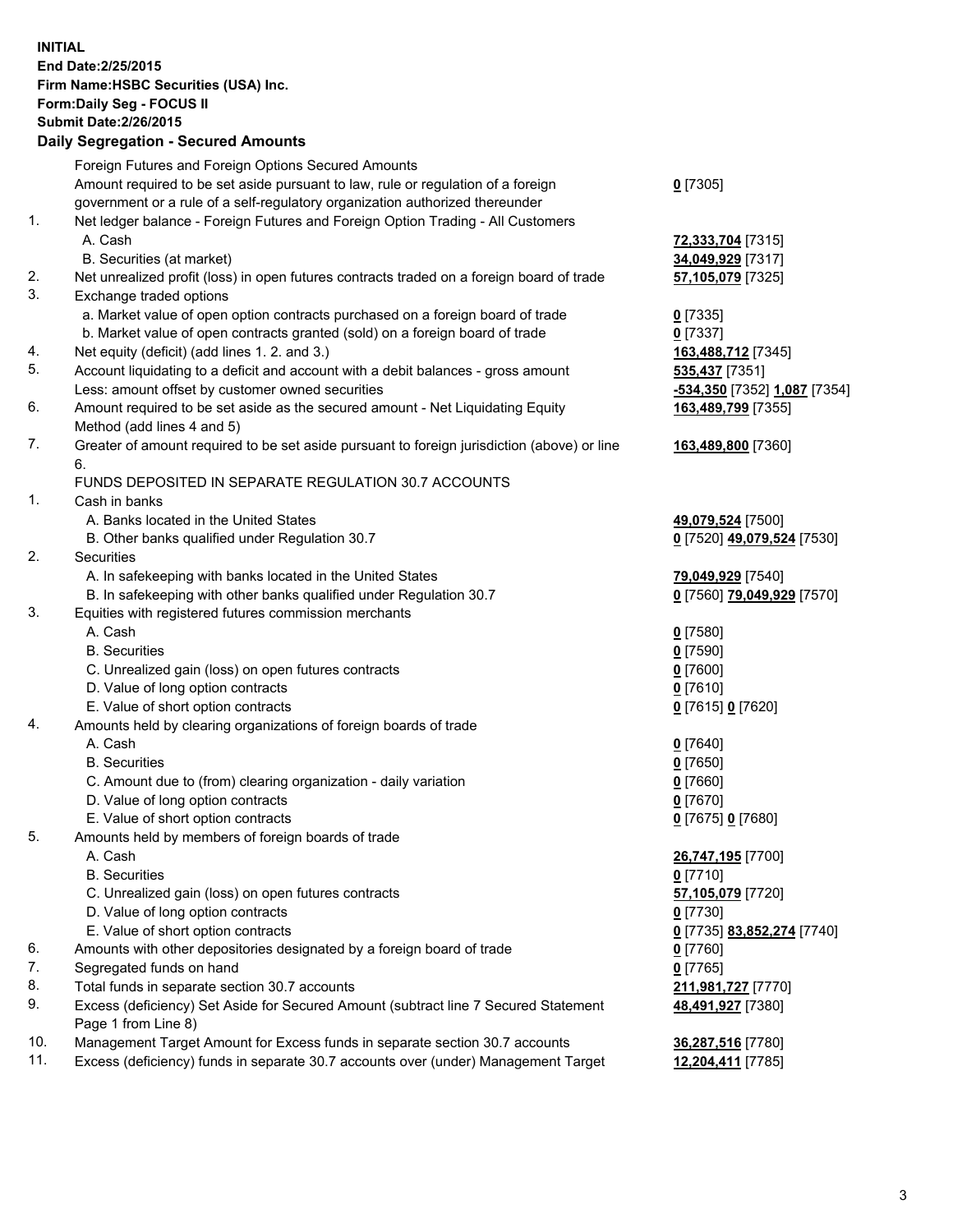**INITIAL**
**End Date:2/25/2015**
**Firm Name:HSBC Securities (USA) Inc.**
**Form:Daily Seg - FOCUS II**
**Submit Date:2/26/2015**

## Daily Segregation - Secured Amounts

| | | |
|---|---|---|
| | Foreign Futures and Foreign Options Secured Amounts | |
| | Amount required to be set aside pursuant to law, rule or regulation of a foreign government or a rule of a self-regulatory organization authorized thereunder | **0** [7305] |
| 1. | Net ledger balance - Foreign Futures and Foreign Option Trading - All Customers | |
| | A. Cash | **72,333,704** [7315] |
| | B. Securities (at market) | **34,049,929** [7317] |
| 2. | Net unrealized profit (loss) in open futures contracts traded on a foreign board of trade | **57,105,079** [7325] |
| 3. | Exchange traded options | |
| | a. Market value of open option contracts purchased on a foreign board of trade | **0** [7335] |
| | b. Market value of open contracts granted (sold) on a foreign board of trade | **0** [7337] |
| 4. | Net equity (deficit) (add lines 1. 2. and 3.) | **163,488,712** [7345] |
| 5. | Account liquidating to a deficit and account with a debit balances - gross amount | **535,437** [7351] |
| | Less: amount offset by customer owned securities | **-534,350** [7352] **1,087** [7354] |
| 6. | Amount required to be set aside as the secured amount - Net Liquidating Equity Method (add lines 4 and 5) | **163,489,799** [7355] |
| 7. | Greater of amount required to be set aside pursuant to foreign jurisdiction (above) or line 6. | **163,489,800** [7360] |
| | FUNDS DEPOSITED IN SEPARATE REGULATION 30.7 ACCOUNTS | |
| 1. | Cash in banks | |
| | A. Banks located in the United States | **49,079,524** [7500] |
| | B. Other banks qualified under Regulation 30.7 | **0** [7520] **49,079,524** [7530] |
| 2. | Securities | |
| | A. In safekeeping with banks located in the United States | **79,049,929** [7540] |
| | B. In safekeeping with other banks qualified under Regulation 30.7 | **0** [7560] **79,049,929** [7570] |
| 3. | Equities with registered futures commission merchants | |
| | A. Cash | **0** [7580] |
| | B. Securities | **0** [7590] |
| | C. Unrealized gain (loss) on open futures contracts | **0** [7600] |
| | D. Value of long option contracts | **0** [7610] |
| | E. Value of short option contracts | **0** [7615] **0** [7620] |
| 4. | Amounts held by clearing organizations of foreign boards of trade | |
| | A. Cash | **0** [7640] |
| | B. Securities | **0** [7650] |
| | C. Amount due to (from) clearing organization - daily variation | **0** [7660] |
| | D. Value of long option contracts | **0** [7670] |
| | E. Value of short option contracts | **0** [7675] **0** [7680] |
| 5. | Amounts held by members of foreign boards of trade | |
| | A. Cash | **26,747,195** [7700] |
| | B. Securities | **0** [7710] |
| | C. Unrealized gain (loss) on open futures contracts | **57,105,079** [7720] |
| | D. Value of long option contracts | **0** [7730] |
| | E. Value of short option contracts | **0** [7735] **83,852,274** [7740] |
| 6. | Amounts with other depositories designated by a foreign board of trade | **0** [7760] |
| 7. | Segregated funds on hand | **0** [7765] |
| 8. | Total funds in separate section 30.7 accounts | **211,981,727** [7770] |
| 9. | Excess (deficiency) Set Aside for Secured Amount (subtract line 7 Secured Statement Page 1 from Line 8) | **48,491,927** [7380] |
| 10. | Management Target Amount for Excess funds in separate section 30.7 accounts | **36,287,516** [7780] |
| 11. | Excess (deficiency) funds in separate 30.7 accounts over (under) Management Target | **12,204,411** [7785] |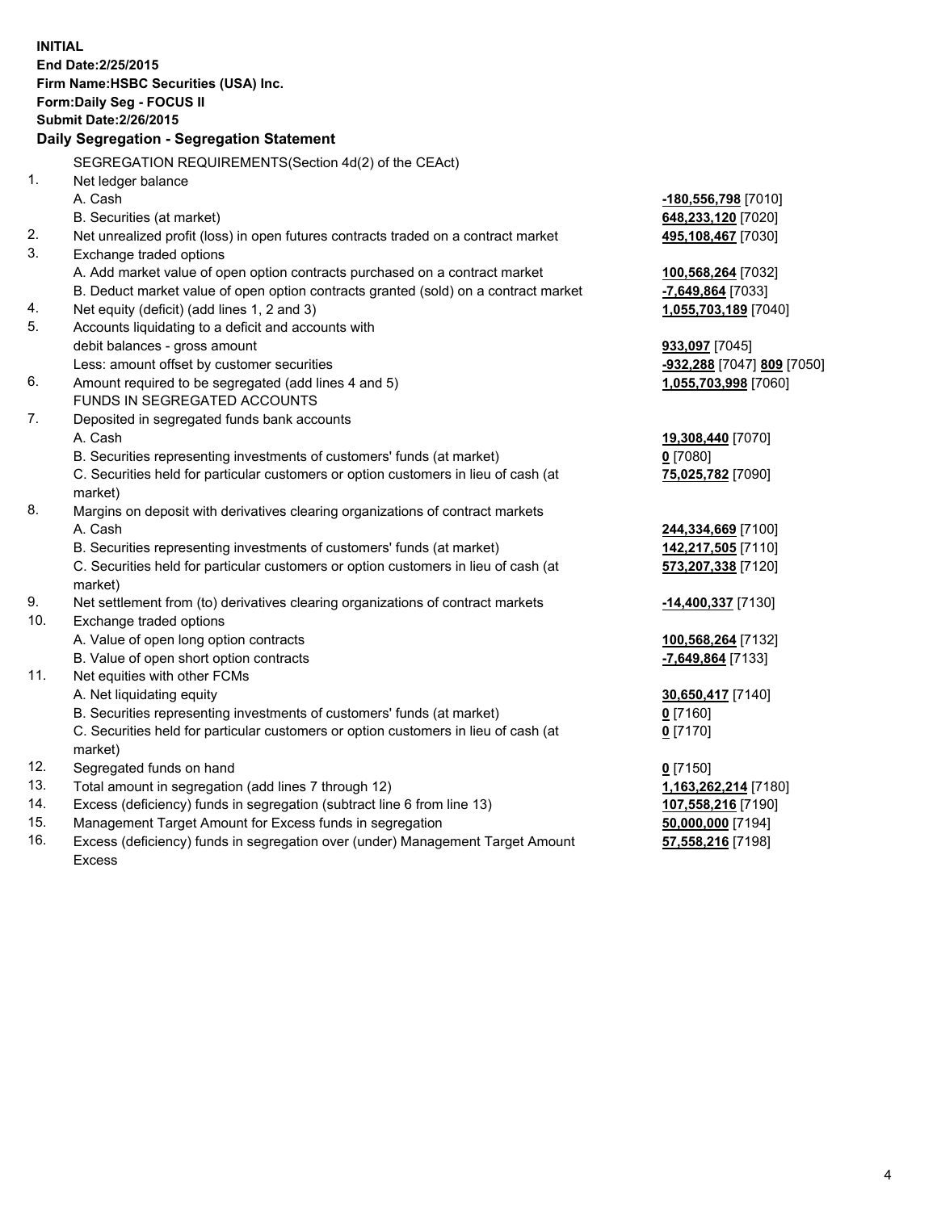**INITIAL**
**End Date:2/25/2015**
**Firm Name:HSBC Securities (USA) Inc.**
**Form:Daily Seg - FOCUS II**
**Submit Date:2/26/2015**

**Daily Segregation - Segregation Statement**

| | SEGREGATION REQUIREMENTS(Section 4d(2) of the CEAct) | |
|---|---|---|
| 1. | Net ledger balance | |
| | A. Cash | **-180,556,798** [7010] |
| | B. Securities (at market) | **648,233,120** [7020] |
| 2. | Net unrealized profit (loss) in open futures contracts traded on a contract market | **495,108,467** [7030] |
| 3. | Exchange traded options | |
| | A. Add market value of open option contracts purchased on a contract market | **100,568,264** [7032] |
| | B. Deduct market value of open option contracts granted (sold) on a contract market | **-7,649,864** [7033] |
| 4. | Net equity (deficit) (add lines 1, 2 and 3) | **1,055,703,189** [7040] |
| 5. | Accounts liquidating to a deficit and accounts with debit balances - gross amount | **933,097** [7045] |
| | Less: amount offset by customer securities | **-932,288** [7047] **809** [7050] |
| 6. | Amount required to be segregated (add lines 4 and 5) | **1,055,703,998** [7060] |
| | FUNDS IN SEGREGATED ACCOUNTS | |
| 7. | Deposited in segregated funds bank accounts | |
| | A. Cash | **19,308,440** [7070] |
| | B. Securities representing investments of customers' funds (at market) | **0** [7080] |
| | C. Securities held for particular customers or option customers in lieu of cash (at market) | **75,025,782** [7090] |
| 8. | Margins on deposit with derivatives clearing organizations of contract markets | |
| | A. Cash | **244,334,669** [7100] |
| | B. Securities representing investments of customers' funds (at market) | **142,217,505** [7110] |
| | C. Securities held for particular customers or option customers in lieu of cash (at market) | **573,207,338** [7120] |
| 9. | Net settlement from (to) derivatives clearing organizations of contract markets | **-14,400,337** [7130] |
| 10. | Exchange traded options | |
| | A. Value of open long option contracts | **100,568,264** [7132] |
| | B. Value of open short option contracts | **-7,649,864** [7133] |
| 11. | Net equities with other FCMs | |
| | A. Net liquidating equity | **30,650,417** [7140] |
| | B. Securities representing investments of customers' funds (at market) | **0** [7160] |
| | C. Securities held for particular customers or option customers in lieu of cash (at market) | **0** [7170] |
| 12. | Segregated funds on hand | **0** [7150] |
| 13. | Total amount in segregation (add lines 7 through 12) | **1,163,262,214** [7180] |
| 14. | Excess (deficiency) funds in segregation (subtract line 6 from line 13) | **107,558,216** [7190] |
| 15. | Management Target Amount for Excess funds in segregation | **50,000,000** [7194] |
| 16. | Excess (deficiency) funds in segregation over (under) Management Target Amount Excess | **57,558,216** [7198] |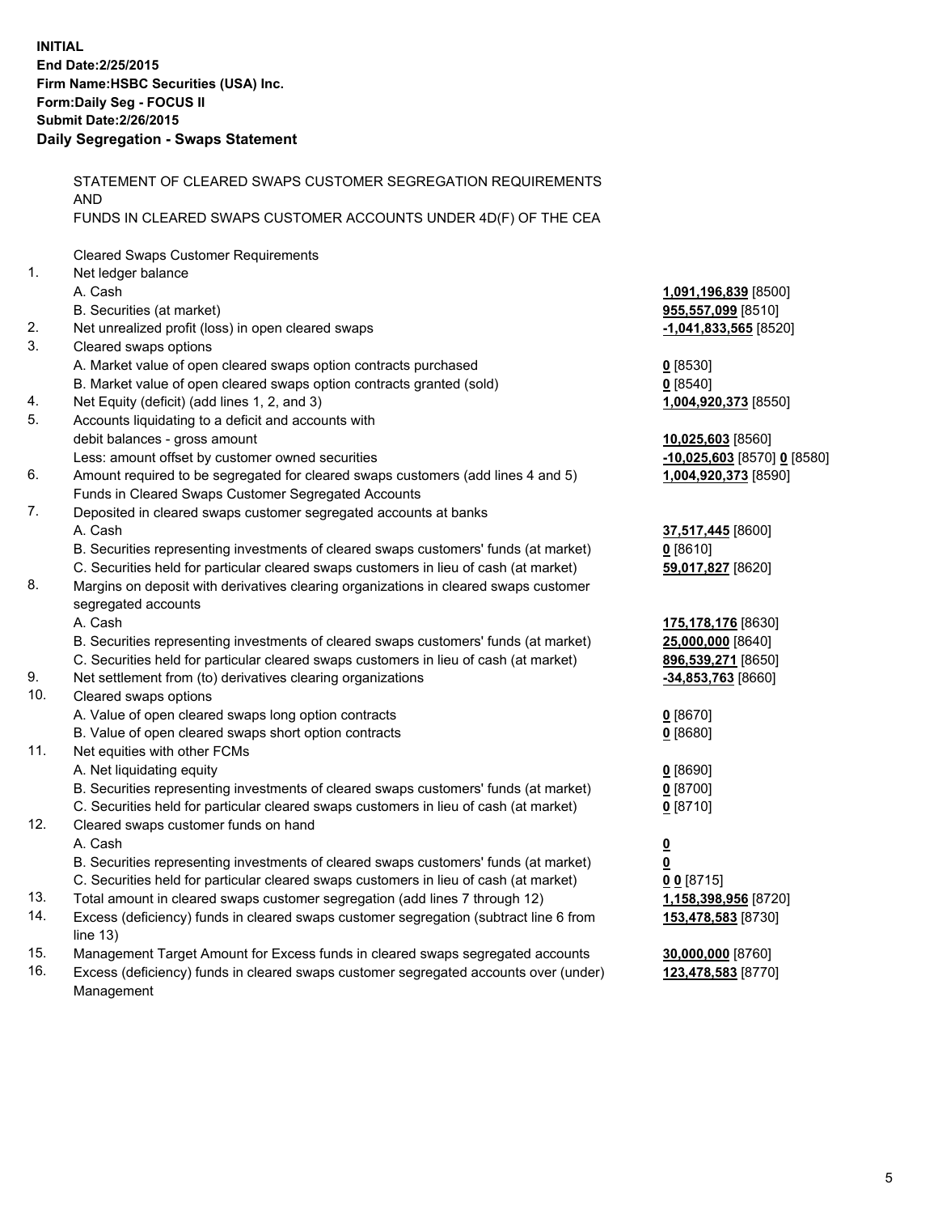**INITIAL**
**End Date:2/25/2015**
**Firm Name:HSBC Securities (USA) Inc.**
**Form:Daily Seg - FOCUS II**
**Submit Date:2/26/2015**
**Daily Segregation - Swaps Statement**

STATEMENT OF CLEARED SWAPS CUSTOMER SEGREGATION REQUIREMENTS AND FUNDS IN CLEARED SWAPS CUSTOMER ACCOUNTS UNDER 4D(F) OF THE CEA

| | | |
|---|---|---|
| | Cleared Swaps Customer Requirements | |
| 1. | Net ledger balance | |
| | A. Cash | **1,091,196,839** [8500] |
| | B. Securities (at market) | **955,557,099** [8510] |
| 2. | Net unrealized profit (loss) in open cleared swaps | **-1,041,833,565** [8520] |
| 3. | Cleared swaps options | |
| | A. Market value of open cleared swaps option contracts purchased | **0** [8530] |
| | B. Market value of open cleared swaps option contracts granted (sold) | **0** [8540] |
| 4. | Net Equity (deficit) (add lines 1, 2, and 3) | **1,004,920,373** [8550] |
| 5. | Accounts liquidating to a deficit and accounts with debit balances - gross amount | **10,025,603** [8560] |
| | Less: amount offset by customer owned securities | **-10,025,603** [8570] **0** [8580] |
| 6. | Amount required to be segregated for cleared swaps customers (add lines 4 and 5) | **1,004,920,373** [8590] |
| | Funds in Cleared Swaps Customer Segregated Accounts | |
| 7. | Deposited in cleared swaps customer segregated accounts at banks | |
| | A. Cash | **37,517,445** [8600] |
| | B. Securities representing investments of cleared swaps customers' funds (at market) | **0** [8610] |
| | C. Securities held for particular cleared swaps customers in lieu of cash (at market) | **59,017,827** [8620] |
| 8. | Margins on deposit with derivatives clearing organizations in cleared swaps customer segregated accounts | |
| | A. Cash | **175,178,176** [8630] |
| | B. Securities representing investments of cleared swaps customers' funds (at market) | **25,000,000** [8640] |
| | C. Securities held for particular cleared swaps customers in lieu of cash (at market) | **896,539,271** [8650] |
| 9. | Net settlement from (to) derivatives clearing organizations | **-34,853,763** [8660] |
| 10. | Cleared swaps options | |
| | A. Value of open cleared swaps long option contracts | **0** [8670] |
| | B. Value of open cleared swaps short option contracts | **0** [8680] |
| 11. | Net equities with other FCMs | |
| | A. Net liquidating equity | **0** [8690] |
| | B. Securities representing investments of cleared swaps customers' funds (at market) | **0** [8700] |
| | C. Securities held for particular cleared swaps customers in lieu of cash (at market) | **0** [8710] |
| 12. | Cleared swaps customer funds on hand | |
| | A. Cash | **0** |
| | B. Securities representing investments of cleared swaps customers' funds (at market) | **0** |
| | C. Securities held for particular cleared swaps customers in lieu of cash (at market) | **0** **0** [8715] |
| 13. | Total amount in cleared swaps customer segregation (add lines 7 through 12) | **1,158,398,956** [8720] |
| 14. | Excess (deficiency) funds in cleared swaps customer segregation (subtract line 6 from line 13) | **153,478,583** [8730] |
| 15. | Management Target Amount for Excess funds in cleared swaps segregated accounts | **30,000,000** [8760] |
| 16. | Excess (deficiency) funds in cleared swaps customer segregated accounts over (under) Management | **123,478,583** [8770] |